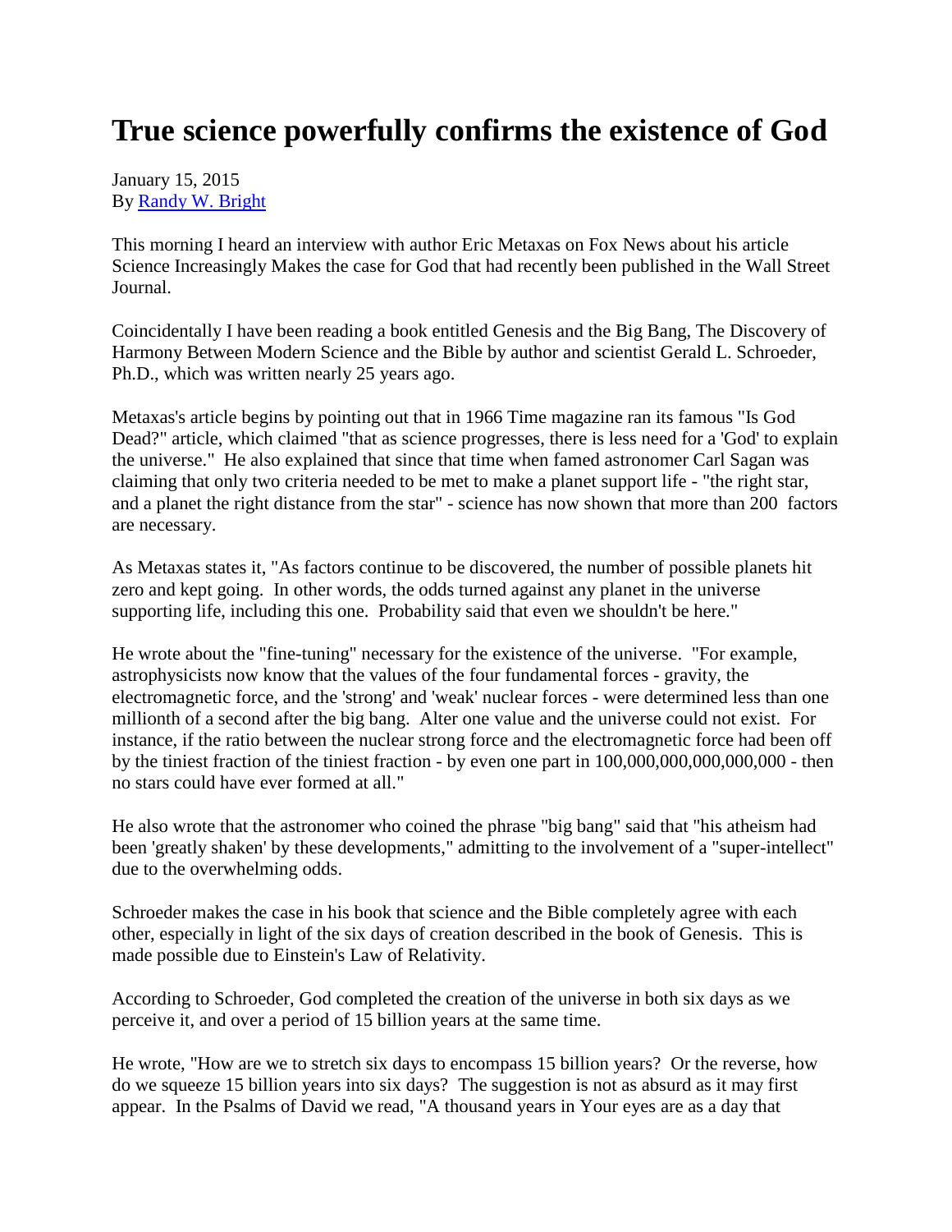# True science powerfully confirms the existence of God

January 15, 2015
By [Randy W. Bright]()

This morning I heard an interview with author Eric Metaxas on Fox News about his article Science Increasingly Makes the case for God that had recently been published in the Wall Street Journal.

Coincidentally I have been reading a book entitled Genesis and the Big Bang, The Discovery of Harmony Between Modern Science and the Bible by author and scientist Gerald L. Schroeder, Ph.D., which was written nearly 25 years ago.

Metaxas's article begins by pointing out that in 1966 Time magazine ran its famous "Is God Dead?" article, which claimed "that as science progresses, there is less need for a 'God' to explain the universe." He also explained that since that time when famed astronomer Carl Sagan was claiming that only two criteria needed to be met to make a planet support life - "the right star, and a planet the right distance from the star" - science has now shown that more than 200 factors are necessary.

As Metaxas states it, "As factors continue to be discovered, the number of possible planets hit zero and kept going. In other words, the odds turned against any planet in the universe supporting life, including this one. Probability said that even we shouldn't be here."

He wrote about the "fine-tuning" necessary for the existence of the universe. "For example, astrophysicists now know that the values of the four fundamental forces - gravity, the electromagnetic force, and the 'strong' and 'weak' nuclear forces - were determined less than one millionth of a second after the big bang. Alter one value and the universe could not exist. For instance, if the ratio between the nuclear strong force and the electromagnetic force had been off by the tiniest fraction of the tiniest fraction - by even one part in 100,000,000,000,000,000 - then no stars could have ever formed at all."

He also wrote that the astronomer who coined the phrase "big bang" said that "his atheism had been 'greatly shaken' by these developments," admitting to the involvement of a "super-intellect" due to the overwhelming odds.

Schroeder makes the case in his book that science and the Bible completely agree with each other, especially in light of the six days of creation described in the book of Genesis. This is made possible due to Einstein's Law of Relativity.

According to Schroeder, God completed the creation of the universe in both six days as we perceive it, and over a period of 15 billion years at the same time.

He wrote, "How are we to stretch six days to encompass 15 billion years? Or the reverse, how do we squeeze 15 billion years into six days? The suggestion is not as absurd as it may first appear. In the Psalms of David we read, "A thousand years in Your eyes are as a day that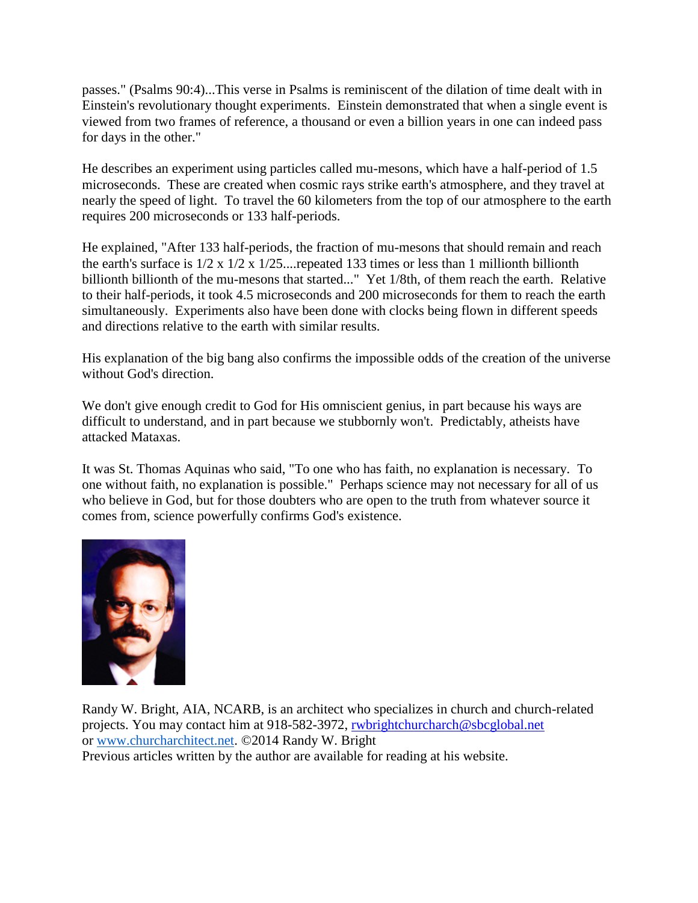passes." (Psalms 90:4)...This verse in Psalms is reminiscent of the dilation of time dealt with in Einstein's revolutionary thought experiments. Einstein demonstrated that when a single event is viewed from two frames of reference, a thousand or even a billion years in one can indeed pass for days in the other."

He describes an experiment using particles called mu-mesons, which have a half-period of 1.5 microseconds. These are created when cosmic rays strike earth's atmosphere, and they travel at nearly the speed of light. To travel the 60 kilometers from the top of our atmosphere to the earth requires 200 microseconds or 133 half-periods.

He explained, "After 133 half-periods, the fraction of mu-mesons that should remain and reach the earth's surface is 1/2 x 1/2 x 1/25....repeated 133 times or less than 1 millionth billionth billionth billionth of the mu-mesons that started..." Yet 1/8th, of them reach the earth. Relative to their half-periods, it took 4.5 microseconds and 200 microseconds for them to reach the earth simultaneously. Experiments also have been done with clocks being flown in different speeds and directions relative to the earth with similar results.

His explanation of the big bang also confirms the impossible odds of the creation of the universe without God's direction.

We don't give enough credit to God for His omniscient genius, in part because his ways are difficult to understand, and in part because we stubbornly won't. Predictably, atheists have attacked Mataxas.

It was St. Thomas Aquinas who said, "To one who has faith, no explanation is necessary. To one without faith, no explanation is possible." Perhaps science may not necessary for all of us who believe in God, but for those doubters who are open to the truth from whatever source it comes from, science powerfully confirms God's existence.

Randy W. Bright, AIA, NCARB, is an architect who specializes in church and church-related projects. You may contact him at 918-582-3972, rwbrightchurcharch@sbcglobal.net or www.churcharchitect.net. ©2014 Randy W. Bright
Previous articles written by the author are available for reading at his website.